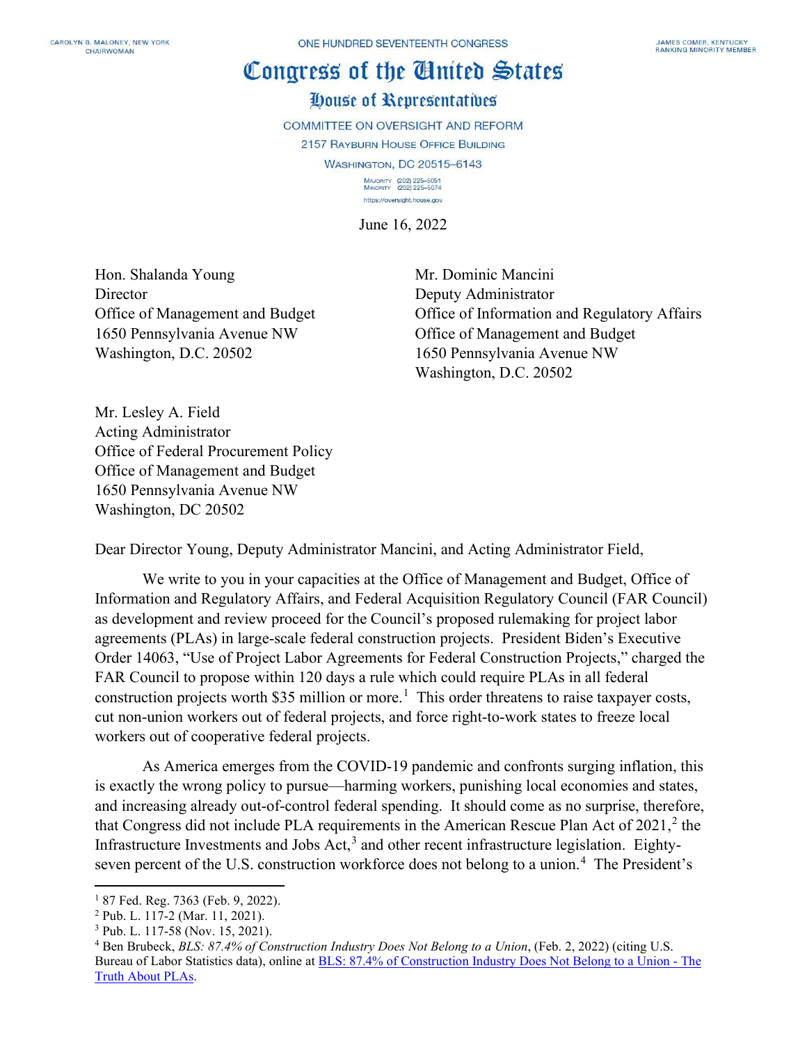CAROLYN B. MALONEY, NEW YORK
CHAIRWOMAN

ONE HUNDRED SEVENTEENTH CONGRESS

JAMES COMER, KENTUCKY
RANKING MINORITY MEMBER

# Congress of the United States

## House of Representatives

COMMITTEE ON OVERSIGHT AND REFORM

2157 RAYBURN HOUSE OFFICE BUILDING

WASHINGTON, DC 20515–6143

MAJORITY (202) 225–5051
MINORITY (202) 225–5074

https://oversight.house.gov

June 16, 2022

Hon. Shalanda Young
Director
Office of Management and Budget
1650 Pennsylvania Avenue NW
Washington, D.C. 20502

Mr. Dominic Mancini
Deputy Administrator
Office of Information and Regulatory Affairs
Office of Management and Budget
1650 Pennsylvania Avenue NW
Washington, D.C. 20502

Mr. Lesley A. Field
Acting Administrator
Office of Federal Procurement Policy
Office of Management and Budget
1650 Pennsylvania Avenue NW
Washington, DC 20502

Dear Director Young, Deputy Administrator Mancini, and Acting Administrator Field,

We write to you in your capacities at the Office of Management and Budget, Office of Information and Regulatory Affairs, and Federal Acquisition Regulatory Council (FAR Council) as development and review proceed for the Council's proposed rulemaking for project labor agreements (PLAs) in large-scale federal construction projects. President Biden's Executive Order 14063, "Use of Project Labor Agreements for Federal Construction Projects," charged the FAR Council to propose within 120 days a rule which could require PLAs in all federal construction projects worth $35 million or more.[1] This order threatens to raise taxpayer costs, cut non-union workers out of federal projects, and force right-to-work states to freeze local workers out of cooperative federal projects.

As America emerges from the COVID-19 pandemic and confronts surging inflation, this is exactly the wrong policy to pursue—harming workers, punishing local economies and states, and increasing already out-of-control federal spending. It should come as no surprise, therefore, that Congress did not include PLA requirements in the American Rescue Plan Act of 2021,[2] the Infrastructure Investments and Jobs Act,[3] and other recent infrastructure legislation. Eighty-seven percent of the U.S. construction workforce does not belong to a union.[4] The President's

---

[1] 87 Fed. Reg. 7363 (Feb. 9, 2022).

[2] Pub. L. 117-2 (Mar. 11, 2021).

[3] Pub. L. 117-58 (Nov. 15, 2021).

[4] Ben Brubeck, *BLS: 87.4% of Construction Industry Does Not Belong to a Union*, (Feb. 2, 2022) (citing U.S. Bureau of Labor Statistics data), online at [BLS: 87.4% of Construction Industry Does Not Belong to a Union - The Truth About PLAs](BLS: 87.4% of Construction Industry Does Not Belong to a Union - The Truth About PLAs).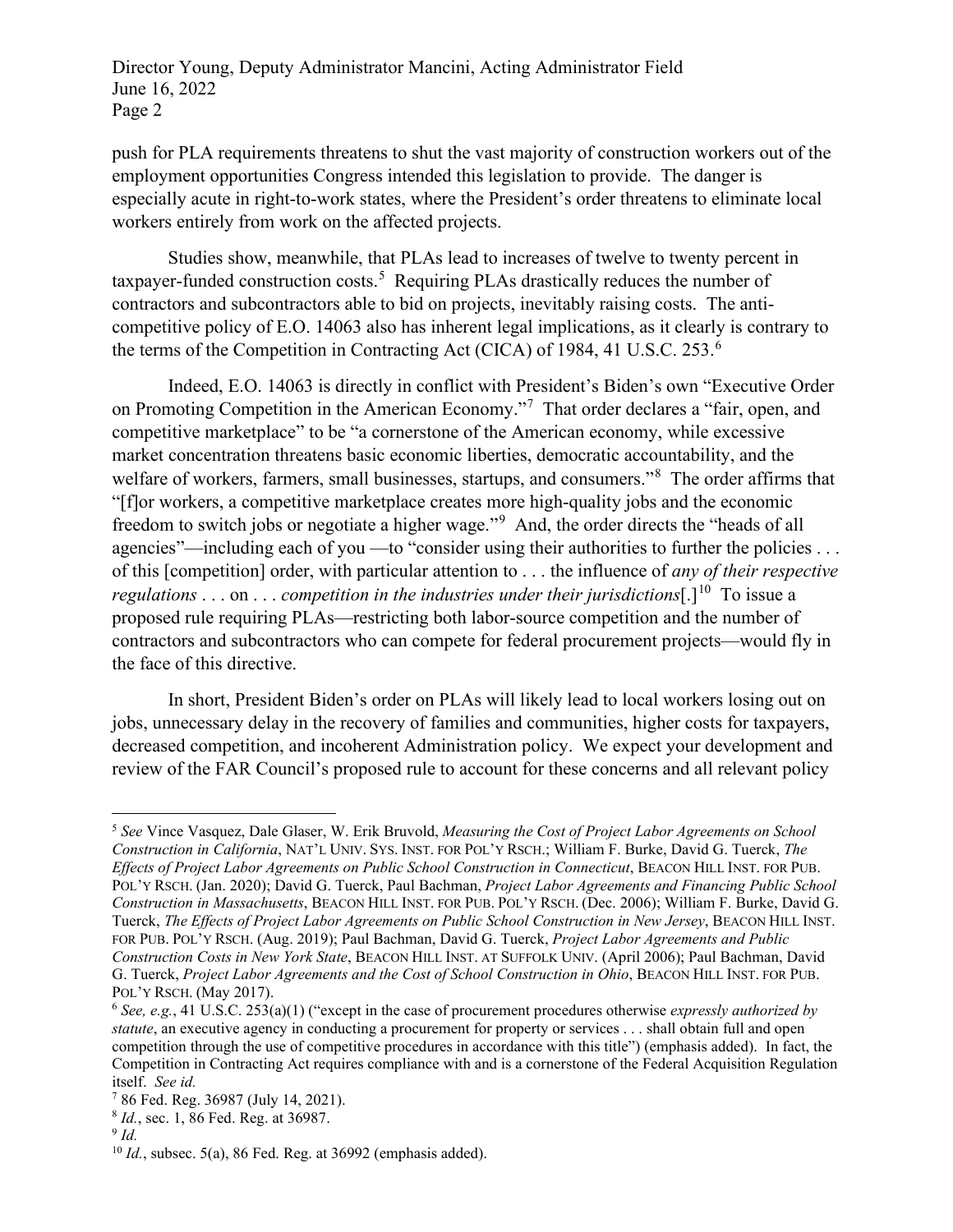push for PLA requirements threatens to shut the vast majority of construction workers out of the employment opportunities Congress intended this legislation to provide. The danger is especially acute in right-to-work states, where the President's order threatens to eliminate local workers entirely from work on the affected projects.

Studies show, meanwhile, that PLAs lead to increases of twelve to twenty percent in taxpayer-funded construction costs.[5] Requiring PLAs drastically reduces the number of contractors and subcontractors able to bid on projects, inevitably raising costs. The anti-competitive policy of E.O. 14063 also has inherent legal implications, as it clearly is contrary to the terms of the Competition in Contracting Act (CICA) of 1984, 41 U.S.C. 253.[6]

Indeed, E.O. 14063 is directly in conflict with President's Biden's own "Executive Order on Promoting Competition in the American Economy."[7] That order declares a "fair, open, and competitive marketplace" to be "a cornerstone of the American economy, while excessive market concentration threatens basic economic liberties, democratic accountability, and the welfare of workers, farmers, small businesses, startups, and consumers."[8] The order affirms that "[f]or workers, a competitive marketplace creates more high-quality jobs and the economic freedom to switch jobs or negotiate a higher wage."[9] And, the order directs the "heads of all agencies"—including each of you —to "consider using their authorities to further the policies . . . of this [competition] order, with particular attention to . . . the influence of *any of their respective regulations* . . . on . . . *competition in the industries under their jurisdictions*[.][10] To issue a proposed rule requiring PLAs—restricting both labor-source competition and the number of contractors and subcontractors who can compete for federal procurement projects—would fly in the face of this directive.

In short, President Biden's order on PLAs will likely lead to local workers losing out on jobs, unnecessary delay in the recovery of families and communities, higher costs for taxpayers, decreased competition, and incoherent Administration policy. We expect your development and review of the FAR Council's proposed rule to account for these concerns and all relevant policy

---

[5] *See* Vince Vasquez, Dale Glaser, W. Erik Bruvold, *Measuring the Cost of Project Labor Agreements on School Construction in California*, NAT'L UNIV. SYS. INST. FOR POL'Y RSCH.; William F. Burke, David G. Tuerck, *The Effects of Project Labor Agreements on Public School Construction in Connecticut*, BEACON HILL INST. FOR PUB. POL'Y RSCH. (Jan. 2020); David G. Tuerck, Paul Bachman, *Project Labor Agreements and Financing Public School Construction in Massachusetts*, BEACON HILL INST. FOR PUB. POL'Y RSCH. (Dec. 2006); William F. Burke, David G. Tuerck, *The Effects of Project Labor Agreements on Public School Construction in New Jersey*, BEACON HILL INST. FOR PUB. POL'Y RSCH. (Aug. 2019); Paul Bachman, David G. Tuerck, *Project Labor Agreements and Public Construction Costs in New York State*, BEACON HILL INST. AT SUFFOLK UNIV. (April 2006); Paul Bachman, David G. Tuerck, *Project Labor Agreements and the Cost of School Construction in Ohio*, BEACON HILL INST. FOR PUB. POL'Y RSCH. (May 2017).

[6] *See, e.g.*, 41 U.S.C. 253(a)(1) ("except in the case of procurement procedures otherwise *expressly authorized by statute*, an executive agency in conducting a procurement for property or services . . . shall obtain full and open competition through the use of competitive procedures in accordance with this title") (emphasis added). In fact, the Competition in Contracting Act requires compliance with and is a cornerstone of the Federal Acquisition Regulation itself. *See id.*

[7] 86 Fed. Reg. 36987 (July 14, 2021).

[8] *Id.*, sec. 1, 86 Fed. Reg. at 36987.

[9] *Id.*

[10] *Id.*, subsec. 5(a), 86 Fed. Reg. at 36992 (emphasis added).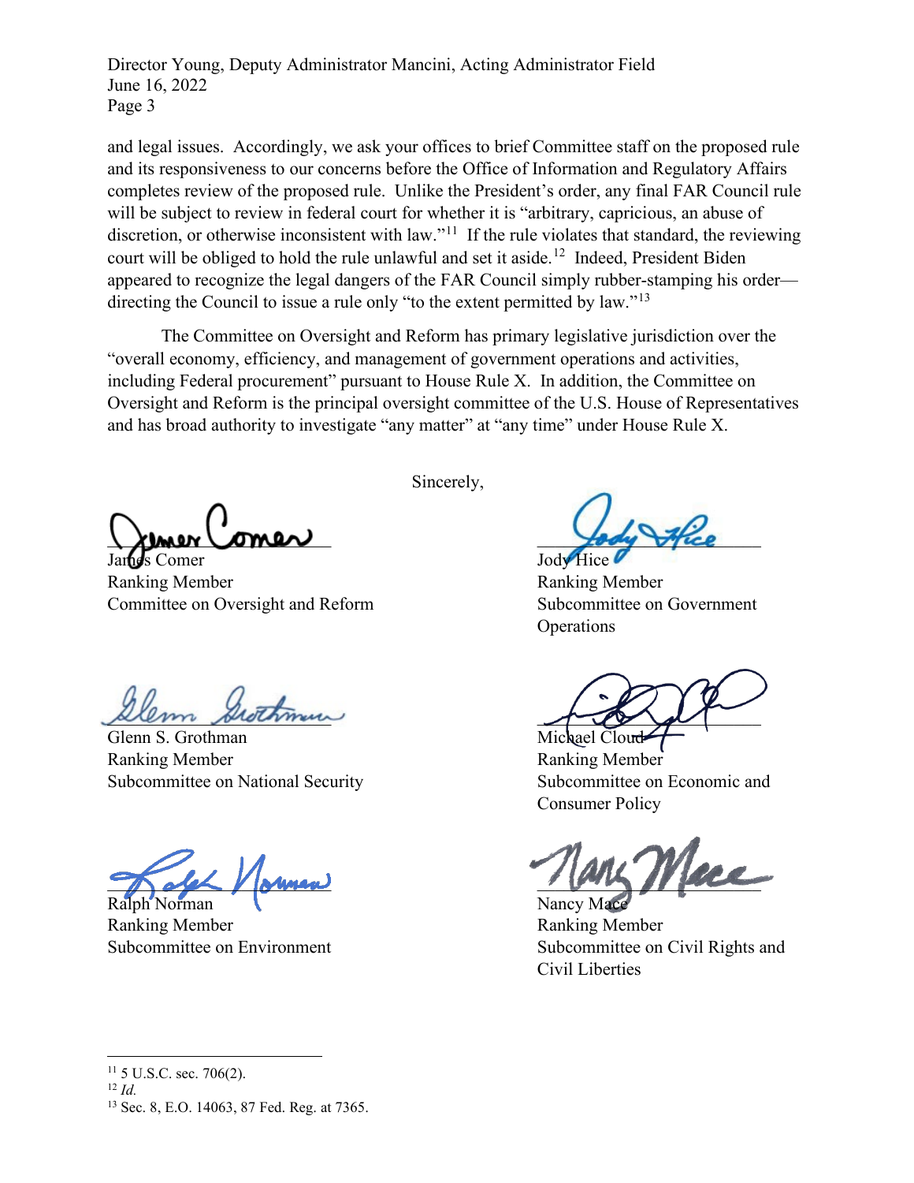and legal issues. Accordingly, we ask your offices to brief Committee staff on the proposed rule and its responsiveness to our concerns before the Office of Information and Regulatory Affairs completes review of the proposed rule. Unlike the President's order, any final FAR Council rule will be subject to review in federal court for whether it is "arbitrary, capricious, an abuse of discretion, or otherwise inconsistent with law."[11] If the rule violates that standard, the reviewing court will be obliged to hold the rule unlawful and set it aside.[12] Indeed, President Biden appeared to recognize the legal dangers of the FAR Council simply rubber-stamping his order—directing the Council to issue a rule only "to the extent permitted by law."[13]

The Committee on Oversight and Reform has primary legislative jurisdiction over the "overall economy, efficiency, and management of government operations and activities, including Federal procurement" pursuant to House Rule X. In addition, the Committee on Oversight and Reform is the principal oversight committee of the U.S. House of Representatives and has broad authority to investigate "any matter" at "any time" under House Rule X.

Sincerely,

James Comer
Ranking Member
Committee on Oversight and Reform

Jody Hice
Ranking Member
Subcommittee on Government Operations

Glenn S. Grothman
Ranking Member
Subcommittee on National Security

Michael Cloud
Ranking Member
Subcommittee on Economic and Consumer Policy

Ralph Norman
Ranking Member
Subcommittee on Environment

Nancy Mace
Ranking Member
Subcommittee on Civil Rights and Civil Liberties

---

[11] 5 U.S.C. sec. 706(2).
[12] *Id.*
[13] Sec. 8, E.O. 14063, 87 Fed. Reg. at 7365.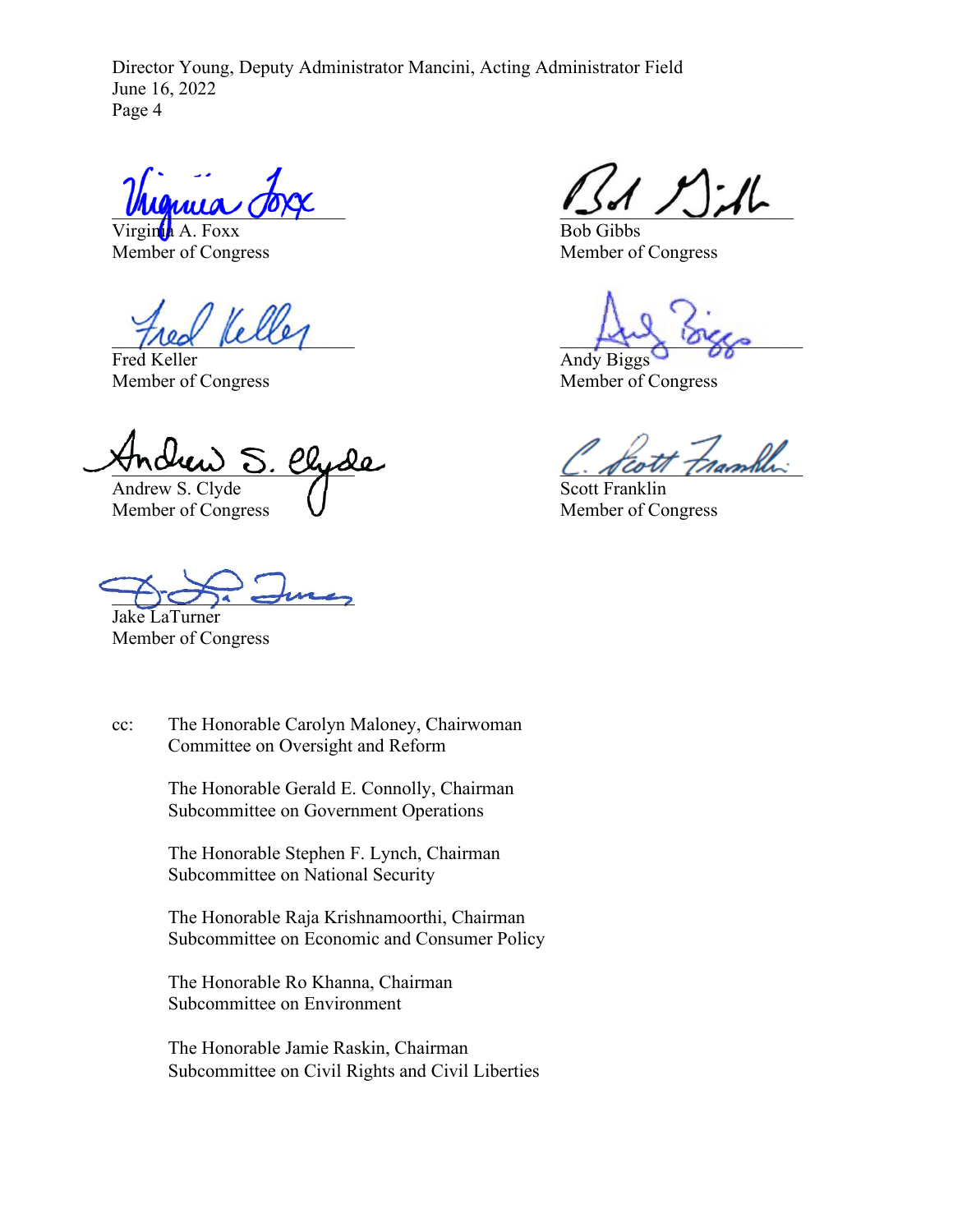Virginia A. Foxx
Member of Congress

Bob Gibbs
Member of Congress

Fred Keller
Member of Congress

Andy Biggs
Member of Congress

Andrew S. Clyde
Member of Congress

Scott Franklin
Member of Congress

Jake LaTurner
Member of Congress

cc: The Honorable Carolyn Maloney, Chairwoman
Committee on Oversight and Reform

The Honorable Gerald E. Connolly, Chairman
Subcommittee on Government Operations

The Honorable Stephen F. Lynch, Chairman
Subcommittee on National Security

The Honorable Raja Krishnamoorthi, Chairman
Subcommittee on Economic and Consumer Policy

The Honorable Ro Khanna, Chairman
Subcommittee on Environment

The Honorable Jamie Raskin, Chairman
Subcommittee on Civil Rights and Civil Liberties